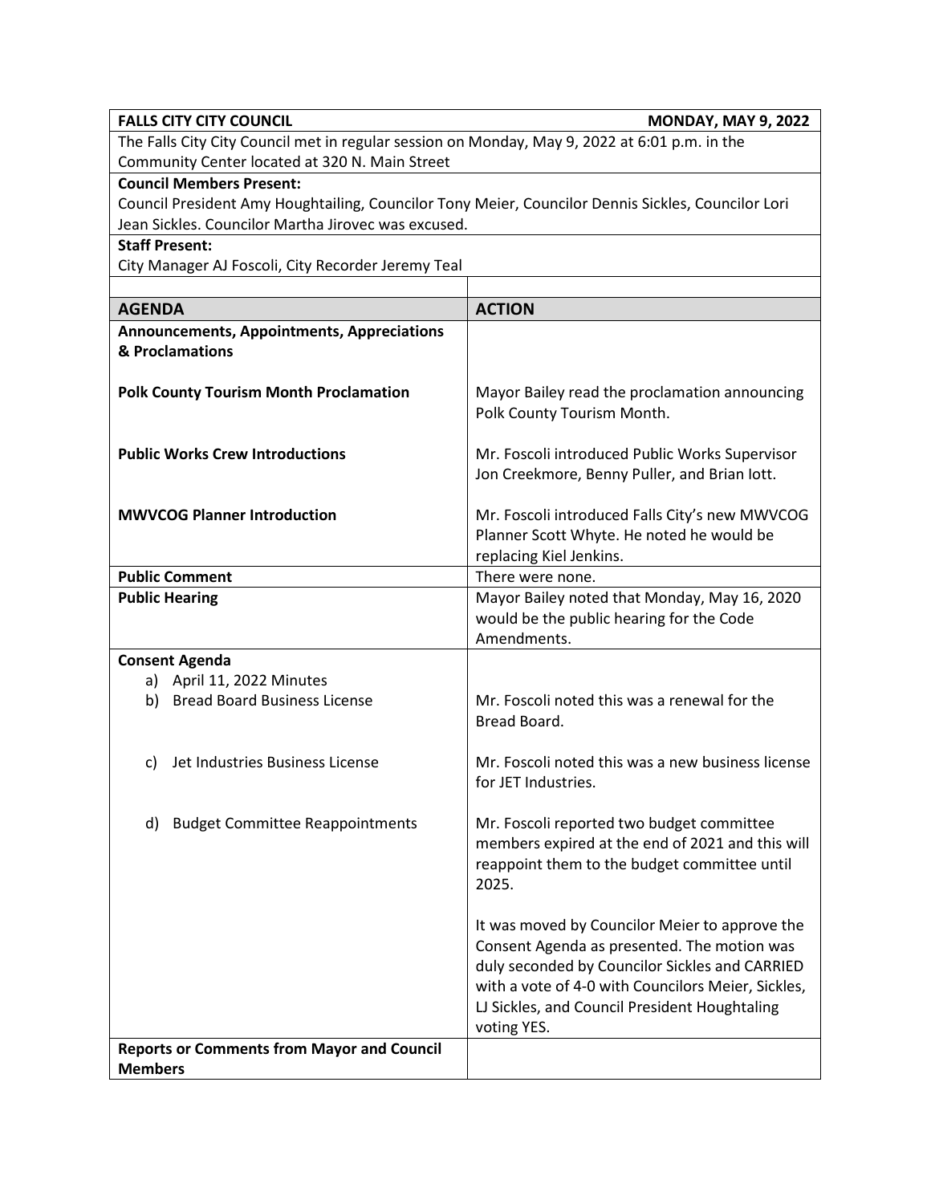| **FALLS CITY CITY COUNCIL** | **MONDAY, MAY 9, 2022** |
|---|---|
| The Falls City City Council met in regular session on Monday, May 9, 2022 at 6:01 p.m. in the Community Center located at 320 N. Main Street | |
| **Council Members Present:** Council President Amy Houghtailing, Councilor Tony Meier, Councilor Dennis Sickles, Councilor Lori Jean Sickles. Councilor Martha Jirovec was excused. | |
| **Staff Present:** City Manager AJ Foscoli, City Recorder Jeremy Teal | |
| | |
| **AGENDA** | **ACTION** |
| **Announcements, Appointments, Appreciations & Proclamations** | |
| **Polk County Tourism Month Proclamation** | Mayor Bailey read the proclamation announcing Polk County Tourism Month. |
| **Public Works Crew Introductions** | Mr. Foscoli introduced Public Works Supervisor Jon Creekmore, Benny Puller, and Brian Iott. |
| **MWVCOG Planner Introduction** | Mr. Foscoli introduced Falls City's new MWVCOG Planner Scott Whyte. He noted he would be replacing Kiel Jenkins. |
| **Public Comment** | There were none. |
| **Public Hearing** | Mayor Bailey noted that Monday, May 16, 2020 would be the public hearing for the Code Amendments. |
| **Consent Agenda**<br>a) April 11, 2022 Minutes | |
| b) Bread Board Business License | Mr. Foscoli noted this was a renewal for the Bread Board. |
| c) Jet Industries Business License | Mr. Foscoli noted this was a new business license for JET Industries. |
| d) Budget Committee Reappointments | Mr. Foscoli reported two budget committee members expired at the end of 2021 and this will reappoint them to the budget committee until 2025.<br><br>It was moved by Councilor Meier to approve the Consent Agenda as presented. The motion was duly seconded by Councilor Sickles and CARRIED with a vote of 4-0 with Councilors Meier, Sickles, LJ Sickles, and Council President Houghtaling voting YES. |
| **Reports or Comments from Mayor and Council Members** | |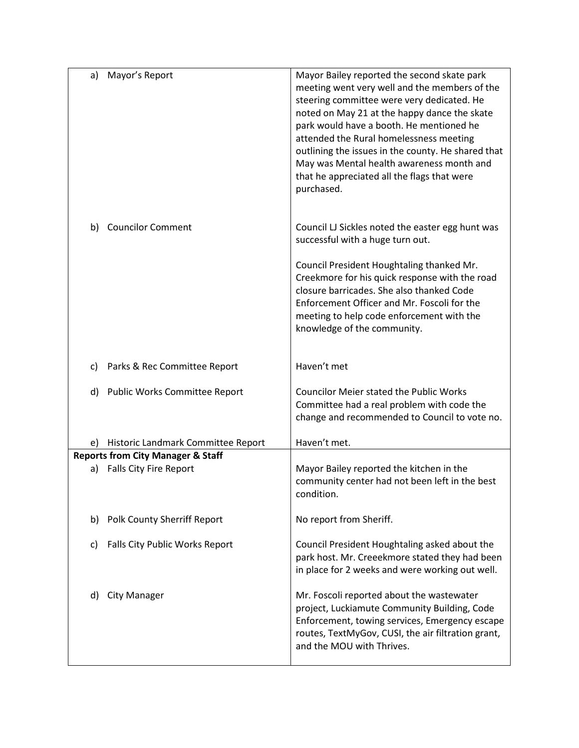| | |
|---|---|
| a) Mayor's Report | Mayor Bailey reported the second skate park meeting went very well and the members of the steering committee were very dedicated. He noted on May 21 at the happy dance the skate park would have a booth. He mentioned he attended the Rural homelessness meeting outlining the issues in the county. He shared that May was Mental health awareness month and that he appreciated all the flags that were purchased. |
| b) Councilor Comment | Council LJ Sickles noted the easter egg hunt was successful with a huge turn out.<br><br>Council President Houghtaling thanked Mr. Creekmore for his quick response with the road closure barricades. She also thanked Code Enforcement Officer and Mr. Foscoli for the meeting to help code enforcement with the knowledge of the community. |
| c) Parks & Rec Committee Report | Haven't met |
| d) Public Works Committee Report | Councilor Meier stated the Public Works Committee had a real problem with code the change and recommended to Council to vote no. |
| e) Historic Landmark Committee Report | Haven't met. |
| **Reports from City Manager & Staff** | |
| a) Falls City Fire Report | Mayor Bailey reported the kitchen in the community center had not been left in the best condition. |
| b) Polk County Sherriff Report | No report from Sheriff. |
| c) Falls City Public Works Report | Council President Houghtaling asked about the park host. Mr. Creeekmore stated they had been in place for 2 weeks and were working out well. |
| d) City Manager | Mr. Foscoli reported about the wastewater project, Luckiamute Community Building, Code Enforcement, towing services, Emergency escape routes, TextMyGov, CUSI, the air filtration grant, and the MOU with Thrives. |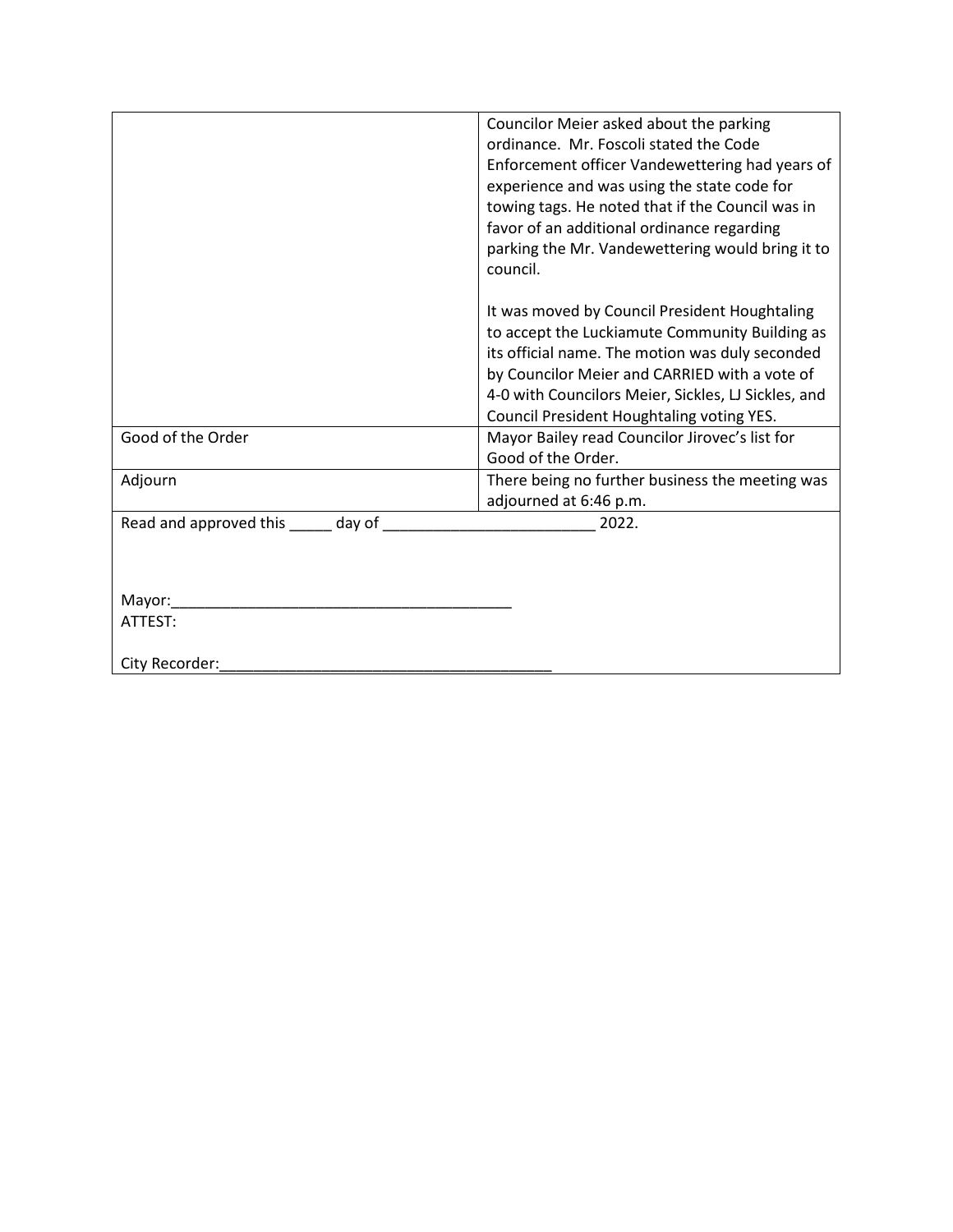| | |
|---|---|
| | Councilor Meier asked about the parking ordinance. Mr. Foscoli stated the Code Enforcement officer Vandewettering had years of experience and was using the state code for towing tags. He noted that if the Council was in favor of an additional ordinance regarding parking the Mr. Vandewettering would bring it to council.<br><br>It was moved by Council President Houghtaling to accept the Luckiamute Community Building as its official name. The motion was duly seconded by Councilor Meier and CARRIED with a vote of 4-0 with Councilors Meier, Sickles, LJ Sickles, and Council President Houghtaling voting YES. |
| Good of the Order | Mayor Bailey read Councilor Jirovec's list for Good of the Order. |
| Adjourn | There being no further business the meeting was adjourned at 6:46 p.m. |

Read and approved this _____ day of _________________________ 2022.

Mayor:_______________________________________

ATTEST:

City Recorder:_______________________________________